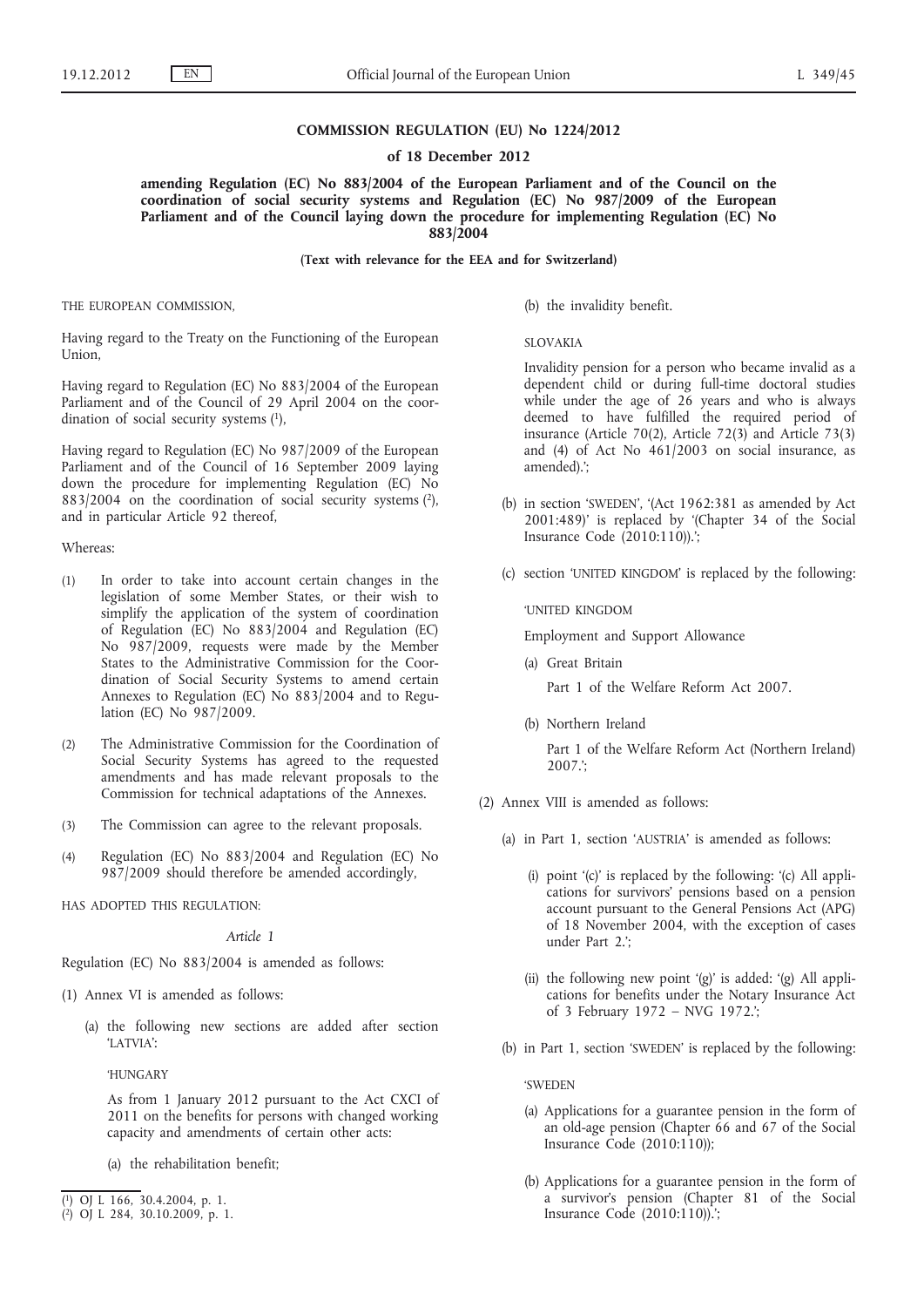**COMMISSION REGULATION (EU) No 1224/2012**

**of 18 December 2012**

**amending Regulation (EC) No 883/2004 of the European Parliament and of the Council on the coordination of social security systems and Regulation (EC) No 987/2009 of the European Parliament and of the Council laying down the procedure for implementing Regulation (EC) No 883/2004**

**(Text with relevance for the EEA and for Switzerland)**

THE EUROPEAN COMMISSION,

Having regard to the Treaty on the Functioning of the European Union,

Having regard to Regulation (EC) No 883/2004 of the European Parliament and of the Council of 29 April 2004 on the coordination of social security systems [1],

Having regard to Regulation (EC) No 987/2009 of the European Parliament and of the Council of 16 September 2009 laying down the procedure for implementing Regulation (EC) No 883/2004 on the coordination of social security systems [2], and in particular Article 92 thereof,

Whereas:

(1) In order to take into account certain changes in the legislation of some Member States, or their wish to simplify the application of the system of coordination of Regulation (EC) No 883/2004 and Regulation (EC) No 987/2009, requests were made by the Member States to the Administrative Commission for the Coordination of Social Security Systems to amend certain Annexes to Regulation (EC) No 883/2004 and to Regulation (EC) No 987/2009.

(2) The Administrative Commission for the Coordination of Social Security Systems has agreed to the requested amendments and has made relevant proposals to the Commission for technical adaptations of the Annexes.

(3) The Commission can agree to the relevant proposals.

(4) Regulation (EC) No 883/2004 and Regulation (EC) No 987/2009 should therefore be amended accordingly,

HAS ADOPTED THIS REGULATION:

*Article 1*

Regulation (EC) No 883/2004 is amended as follows:

(1) Annex VI is amended as follows:

(a) the following new sections are added after section 'LATVIA':

'HUNGARY

As from 1 January 2012 pursuant to the Act CXCI of 2011 on the benefits for persons with changed working capacity and amendments of certain other acts:

(a) the rehabilitation benefit;

(b) the invalidity benefit.

SLOVAKIA

Invalidity pension for a person who became invalid as a dependent child or during full-time doctoral studies while under the age of 26 years and who is always deemed to have fulfilled the required period of insurance (Article 70(2), Article 72(3) and Article 73(3) and (4) of Act No 461/2003 on social insurance, as amended).';

(b) in section 'SWEDEN', '(Act 1962:381 as amended by Act 2001:489)' is replaced by '(Chapter 34 of the Social Insurance Code (2010:110)).';

(c) section 'UNITED KINGDOM' is replaced by the following:

'UNITED KINGDOM

Employment and Support Allowance

(a) Great Britain

Part 1 of the Welfare Reform Act 2007.

(b) Northern Ireland

Part 1 of the Welfare Reform Act (Northern Ireland) 2007.';

(2) Annex VIII is amended as follows:

(a) in Part 1, section 'AUSTRIA' is amended as follows:

(i) point '(c)' is replaced by the following: '(c) All applications for survivors' pensions based on a pension account pursuant to the General Pensions Act (APG) of 18 November 2004, with the exception of cases under Part 2.';

(ii) the following new point '(g)' is added: '(g) All applications for benefits under the Notary Insurance Act of 3 February 1972 – NVG 1972.';

(b) in Part 1, section 'SWEDEN' is replaced by the following:

'SWEDEN

(a) Applications for a guarantee pension in the form of an old-age pension (Chapter 66 and 67 of the Social Insurance Code (2010:110));

(b) Applications for a guarantee pension in the form of a survivor's pension (Chapter 81 of the Social Insurance Code (2010:110)).';

[1] OJ L 166, 30.4.2004, p. 1.
[2] OJ L 284, 30.10.2009, p. 1.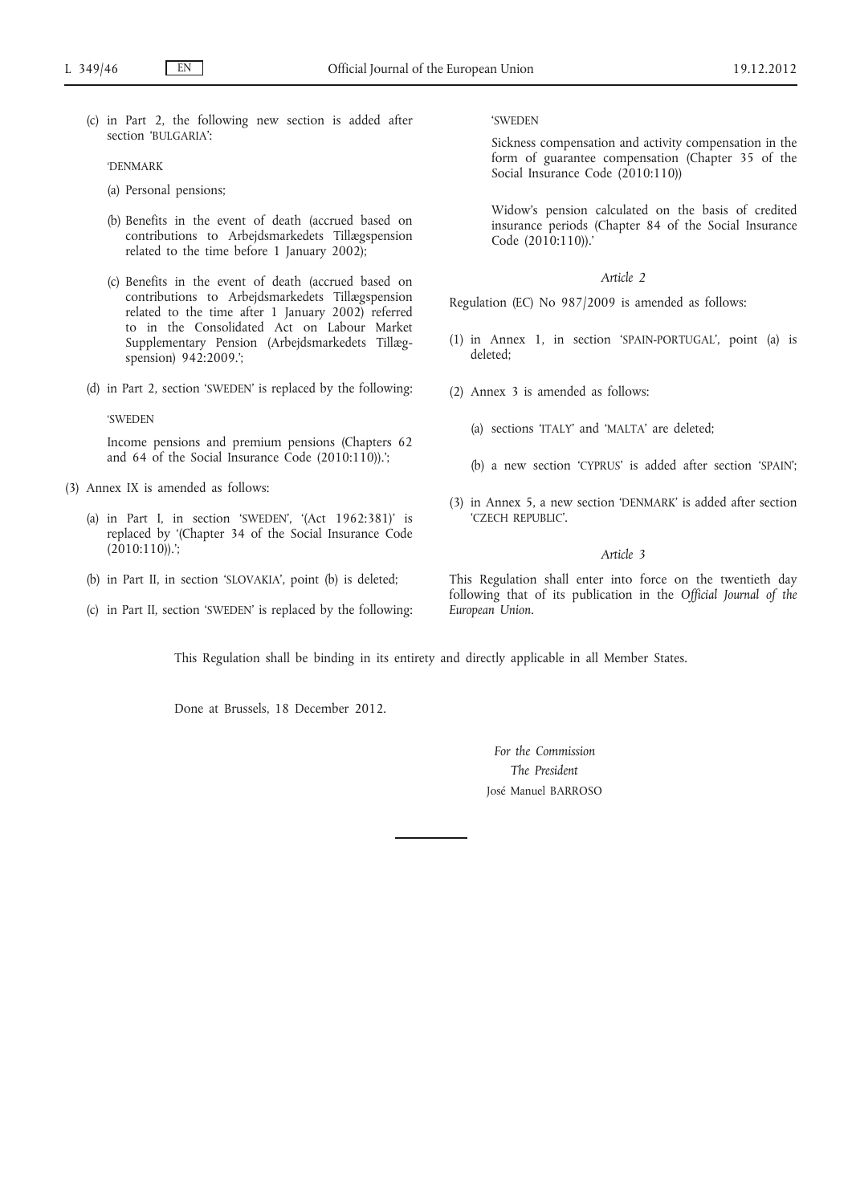(c) in Part 2, the following new section is added after section 'BULGARIA':

'DENMARK

(a) Personal pensions;

(b) Benefits in the event of death (accrued based on contributions to Arbejdsmarkedets Tillægspension related to the time before 1 January 2002);

(c) Benefits in the event of death (accrued based on contributions to Arbejdsmarkedets Tillægspension related to the time after 1 January 2002) referred to in the Consolidated Act on Labour Market Supplementary Pension (Arbejdsmarkedets Tillægspension) 942:2009.';

(d) in Part 2, section 'SWEDEN' is replaced by the following:

'SWEDEN

Income pensions and premium pensions (Chapters 62 and 64 of the Social Insurance Code (2010:110)).';

(3) Annex IX is amended as follows:

(a) in Part I, in section 'SWEDEN', '(Act 1962:381)' is replaced by '(Chapter 34 of the Social Insurance Code (2010:110)).';

(b) in Part II, in section 'SLOVAKIA', point (b) is deleted;

(c) in Part II, section 'SWEDEN' is replaced by the following:

'SWEDEN

Sickness compensation and activity compensation in the form of guarantee compensation (Chapter 35 of the Social Insurance Code (2010:110))

Widow's pension calculated on the basis of credited insurance periods (Chapter 84 of the Social Insurance Code (2010:110)).'

*Article 2*

Regulation (EC) No 987/2009 is amended as follows:

(1) in Annex 1, in section 'SPAIN-PORTUGAL', point (a) is deleted;

(2) Annex 3 is amended as follows:

(a) sections 'ITALY' and 'MALTA' are deleted;

(b) a new section 'CYPRUS' is added after section 'SPAIN';

(3) in Annex 5, a new section 'DENMARK' is added after section 'CZECH REPUBLIC'.

*Article 3*

This Regulation shall enter into force on the twentieth day following that of its publication in the *Official Journal of the European Union*.

This Regulation shall be binding in its entirety and directly applicable in all Member States.

Done at Brussels, 18 December 2012.

*For the Commission*

*The President*

José Manuel BARROSO